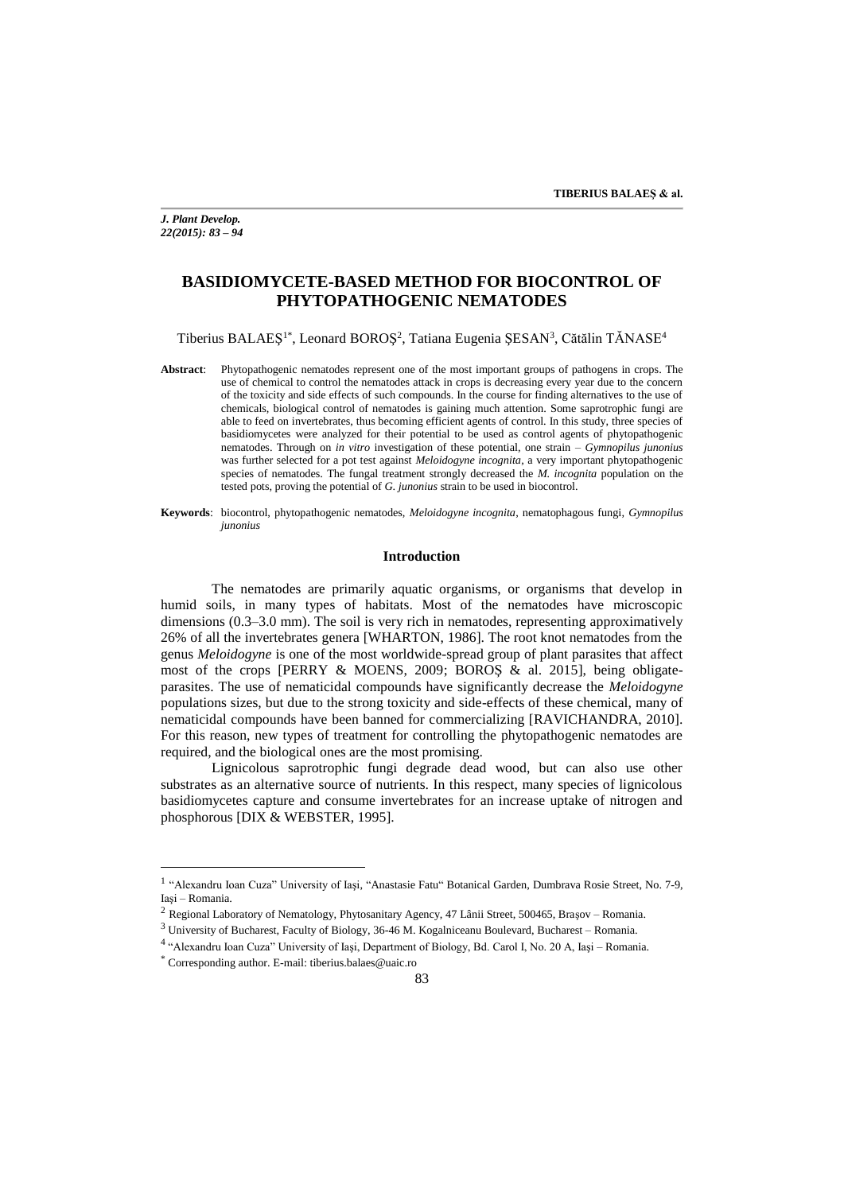# BASIDIOMYCETE-BASED METHOD FOR BIOCONTROL OF PHYTOPATHOGENIC NEMATODES

Tiberius BALAEŞ[1*], Leonard BOROŞ[2], Tatiana Eugenia ŞESAN[3], Cătălin TĂNASE[4]

**Abstract**: Phytopathogenic nematodes represent one of the most important groups of pathogens in crops. The use of chemical to control the nematodes attack in crops is decreasing every year due to the concern of the toxicity and side effects of such compounds. In the course for finding alternatives to the use of chemicals, biological control of nematodes is gaining much attention. Some saprotrophic fungi are able to feed on invertebrates, thus becoming efficient agents of control. In this study, three species of basidiomycetes were analyzed for their potential to be used as control agents of phytopathogenic nematodes. Through on *in vitro* investigation of these potential, one strain – *Gymnopilus junonius* was further selected for a pot test against *Meloidogyne incognita*, a very important phytopathogenic species of nematodes. The fungal treatment strongly decreased the *M. incognita* population on the tested pots, proving the potential of *G. junonius* strain to be used in biocontrol.

**Keywords**: biocontrol, phytopathogenic nematodes, *Meloidogyne incognita*, nematophagous fungi, *Gymnopilus junonius*

## Introduction

The nematodes are primarily aquatic organisms, or organisms that develop in humid soils, in many types of habitats. Most of the nematodes have microscopic dimensions (0.3–3.0 mm). The soil is very rich in nematodes, representing approximatively 26% of all the invertebrates genera [WHARTON, 1986]. The root knot nematodes from the genus *Meloidogyne* is one of the most worldwide-spread group of plant parasites that affect most of the crops [PERRY & MOENS, 2009; BOROŞ & al. 2015], being obligate-parasites. The use of nematicidal compounds have significantly decrease the *Meloidogyne* populations sizes, but due to the strong toxicity and side-effects of these chemical, many of nematicidal compounds have been banned for commercializing [RAVICHANDRA, 2010]. For this reason, new types of treatment for controlling the phytopathogenic nematodes are required, and the biological ones are the most promising.

Lignicolous saprotrophic fungi degrade dead wood, but can also use other substrates as an alternative source of nutrients. In this respect, many species of lignicolous basidiomycetes capture and consume invertebrates for an increase uptake of nitrogen and phosphorous [DIX & WEBSTER, 1995].

---

[1] "Alexandru Ioan Cuza" University of Iaşi, "Anastasie Fatu" Botanical Garden, Dumbrava Rosie Street, No. 7-9, Iaşi – Romania.

[2] Regional Laboratory of Nematology, Phytosanitary Agency, 47 Lânii Street, 500465, Braşov – Romania.

[3] University of Bucharest, Faculty of Biology, 36-46 M. Kogalniceanu Boulevard, Bucharest – Romania.

[4] "Alexandru Ioan Cuza" University of Iaşi, Department of Biology, Bd. Carol I, No. 20 A, Iaşi – Romania.

[*] Corresponding author. E-mail: tiberius.balaes@uaic.ro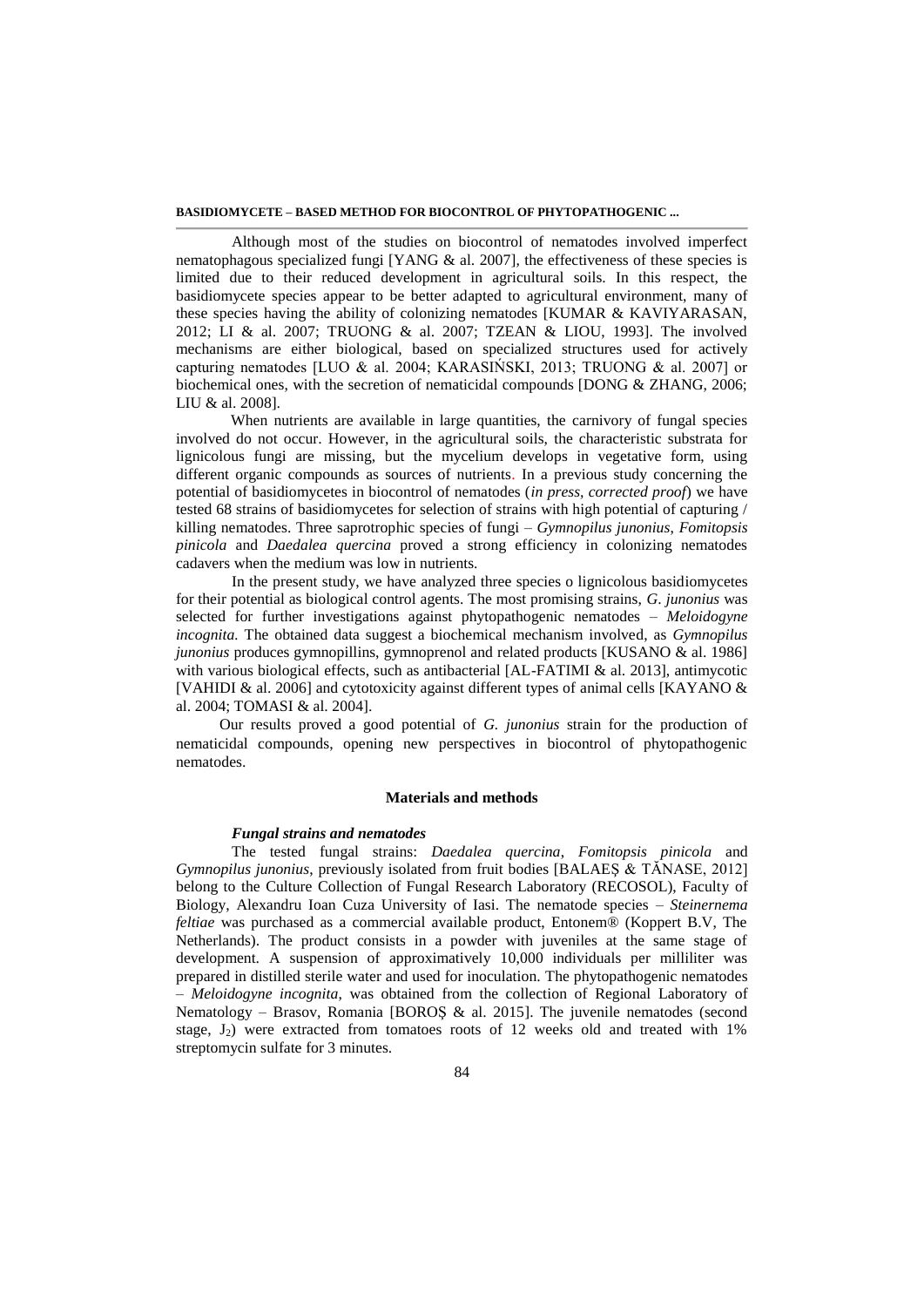Although most of the studies on biocontrol of nematodes involved imperfect nematophagous specialized fungi [YANG & al. 2007], the effectiveness of these species is limited due to their reduced development in agricultural soils. In this respect, the basidiomycete species appear to be better adapted to agricultural environment, many of these species having the ability of colonizing nematodes [KUMAR & KAVIYARASAN, 2012; LI & al. 2007; TRUONG & al. 2007; TZEAN & LIOU, 1993]. The involved mechanisms are either biological, based on specialized structures used for actively capturing nematodes [LUO & al. 2004; KARASIŃSKI, 2013; TRUONG & al. 2007] or biochemical ones, with the secretion of nematicidal compounds [DONG & ZHANG, 2006; LIU & al. 2008].

When nutrients are available in large quantities, the carnivory of fungal species involved do not occur. However, in the agricultural soils, the characteristic substrata for lignicolous fungi are missing, but the mycelium develops in vegetative form, using different organic compounds as sources of nutrients. In a previous study concerning the potential of basidiomycetes in biocontrol of nematodes (*in press, corrected proof*) we have tested 68 strains of basidiomycetes for selection of strains with high potential of capturing / killing nematodes. Three saprotrophic species of fungi – *Gymnopilus junonius, Fomitopsis pinicola* and *Daedalea quercina* proved a strong efficiency in colonizing nematodes cadavers when the medium was low in nutrients.

In the present study, we have analyzed three species o lignicolous basidiomycetes for their potential as biological control agents. The most promising strains, *G. junonius* was selected for further investigations against phytopathogenic nematodes – *Meloidogyne incognita.* The obtained data suggest a biochemical mechanism involved, as *Gymnopilus junonius* produces gymnopillins, gymnoprenol and related products [KUSANO & al. 1986] with various biological effects, such as antibacterial [AL-FATIMI & al. 2013], antimycotic [VAHIDI & al. 2006] and cytotoxicity against different types of animal cells [KAYANO & al. 2004; TOMASI & al. 2004].

Our results proved a good potential of *G. junonius* strain for the production of nematicidal compounds, opening new perspectives in biocontrol of phytopathogenic nematodes.

## Materials and methods

### *Fungal strains and nematodes*

The tested fungal strains: *Daedalea quercina*, *Fomitopsis pinicola* and *Gymnopilus junonius*, previously isolated from fruit bodies [BALAEŞ & TĂNASE, 2012] belong to the Culture Collection of Fungal Research Laboratory (RECOSOL), Faculty of Biology, Alexandru Ioan Cuza University of Iasi. The nematode species – *Steinernema feltiae* was purchased as a commercial available product, Entonem® (Koppert B.V, The Netherlands). The product consists in a powder with juveniles at the same stage of development. A suspension of approximatively 10,000 individuals per milliliter was prepared in distilled sterile water and used for inoculation. The phytopathogenic nematodes – *Meloidogyne incognita*, was obtained from the collection of Regional Laboratory of Nematology – Brasov, Romania [BOROŞ & al. 2015]. The juvenile nematodes (second stage, $J_2$) were extracted from tomatoes roots of 12 weeks old and treated with 1% streptomycin sulfate for 3 minutes.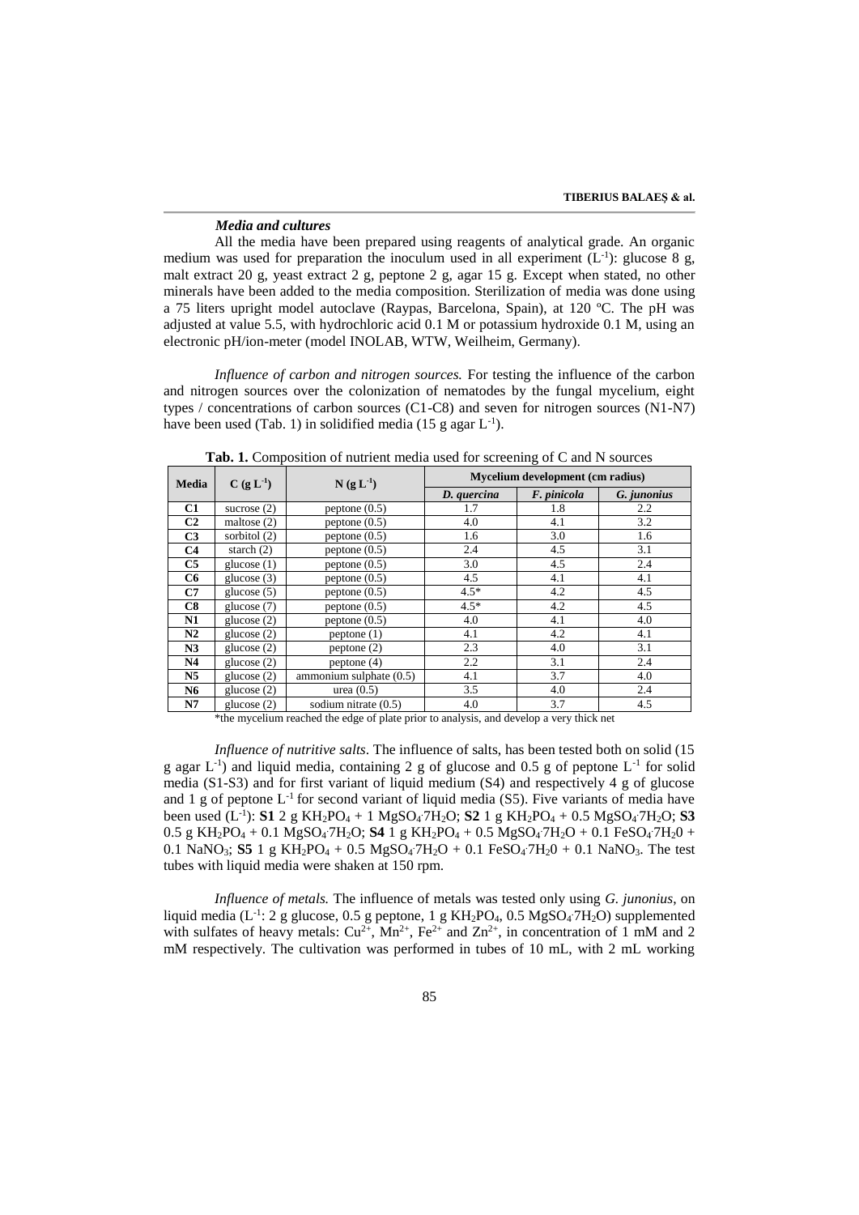### *Media and cultures*

All the media have been prepared using reagents of analytical grade. An organic medium was used for preparation the inoculum used in all experiment ($L^{-1}$): glucose 8 g, malt extract 20 g, yeast extract 2 g, peptone 2 g, agar 15 g. Except when stated, no other minerals have been added to the media composition. Sterilization of media was done using a 75 liters upright model autoclave (Raypas, Barcelona, Spain), at 120 ºC. The pH was adjusted at value 5.5, with hydrochloric acid 0.1 M or potassium hydroxide 0.1 M, using an electronic pH/ion-meter (model INOLAB, WTW, Weilheim, Germany).

*Influence of carbon and nitrogen sources.* For testing the influence of the carbon and nitrogen sources over the colonization of nematodes by the fungal mycelium, eight types / concentrations of carbon sources (C1-C8) and seven for nitrogen sources (N1-N7) have been used (Tab. 1) in solidified media (15 g agar $L^{-1}$).

**Tab. 1.** Composition of nutrient media used for screening of C and N sources

| Media | C ($g\ L^{-1}$) | N ($g\ L^{-1}$) | Mycelium development (cm radius) | | |
|---|---|---|---|---|---|
| | | | *D. quercina* | *F. pinicola* | *G. junonius* |
| **C1** | sucrose (2) | peptone (0.5) | 1.7 | 1.8 | 2.2 |
| **C2** | maltose (2) | peptone (0.5) | 4.0 | 4.1 | 3.2 |
| **C3** | sorbitol (2) | peptone (0.5) | 1.6 | 3.0 | 1.6 |
| **C4** | starch (2) | peptone (0.5) | 2.4 | 4.5 | 3.1 |
| **C5** | glucose (1) | peptone (0.5) | 3.0 | 4.5 | 2.4 |
| **C6** | glucose (3) | peptone (0.5) | 4.5 | 4.1 | 4.1 |
| **C7** | glucose (5) | peptone (0.5) | 4.5* | 4.2 | 4.5 |
| **C8** | glucose (7) | peptone (0.5) | 4.5* | 4.2 | 4.5 |
| **N1** | glucose (2) | peptone (0.5) | 4.0 | 4.1 | 4.0 |
| **N2** | glucose (2) | peptone (1) | 4.1 | 4.2 | 4.1 |
| **N3** | glucose (2) | peptone (2) | 2.3 | 4.0 | 3.1 |
| **N4** | glucose (2) | peptone (4) | 2.2 | 3.1 | 2.4 |
| **N5** | glucose (2) | ammonium sulphate (0.5) | 4.1 | 3.7 | 4.0 |
| **N6** | glucose (2) | urea (0.5) | 3.5 | 4.0 | 2.4 |
| **N7** | glucose (2) | sodium nitrate (0.5) | 4.0 | 3.7 | 4.5 |

*the mycelium reached the edge of plate prior to analysis, and develop a very thick net

*Influence of nutritive salts*. The influence of salts, has been tested both on solid (15 g agar $L^{-1}$) and liquid media, containing 2 g of glucose and 0.5 g of peptone $L^{-1}$ for solid media (S1-S3) and for first variant of liquid medium (S4) and respectively 4 g of glucose and 1 g of peptone $L^{-1}$ for second variant of liquid media (S5). Five variants of media have been used ($L^{-1}$): **S1** 2 g $KH_2PO_4$ + 1 $MgSO_4{\cdot}7H_2O$; **S2** 1 g $KH_2PO_4$ + 0.5 $MgSO_4{\cdot}7H_2O$; **S3** 0.5 g $KH_2PO_4$ + 0.1 $MgSO_4{\cdot}7H_2O$; **S4** 1 g $KH_2PO_4$ + 0.5 $MgSO_4{\cdot}7H_2O$ + 0.1 $FeSO_4{\cdot}7H_20$ + 0.1 $NaNO_3$; **S5** 1 g $KH_2PO_4$ + 0.5 $MgSO_4{\cdot}7H_2O$ + 0.1 $FeSO_4{\cdot}7H_20$ + 0.1 $NaNO_3$. The test tubes with liquid media were shaken at 150 rpm.

*Influence of metals.* The influence of metals was tested only using *G. junonius*, on liquid media ($L^{-1}$: 2 g glucose, 0.5 g peptone, 1 g $KH_2PO_4$, 0.5 $MgSO_4{\cdot}7H_2O$) supplemented with sulfates of heavy metals: $Cu^{2+}$, $Mn^{2+}$, $Fe^{2+}$ and $Zn^{2+}$, in concentration of 1 mM and 2 mM respectively. The cultivation was performed in tubes of 10 mL, with 2 mL working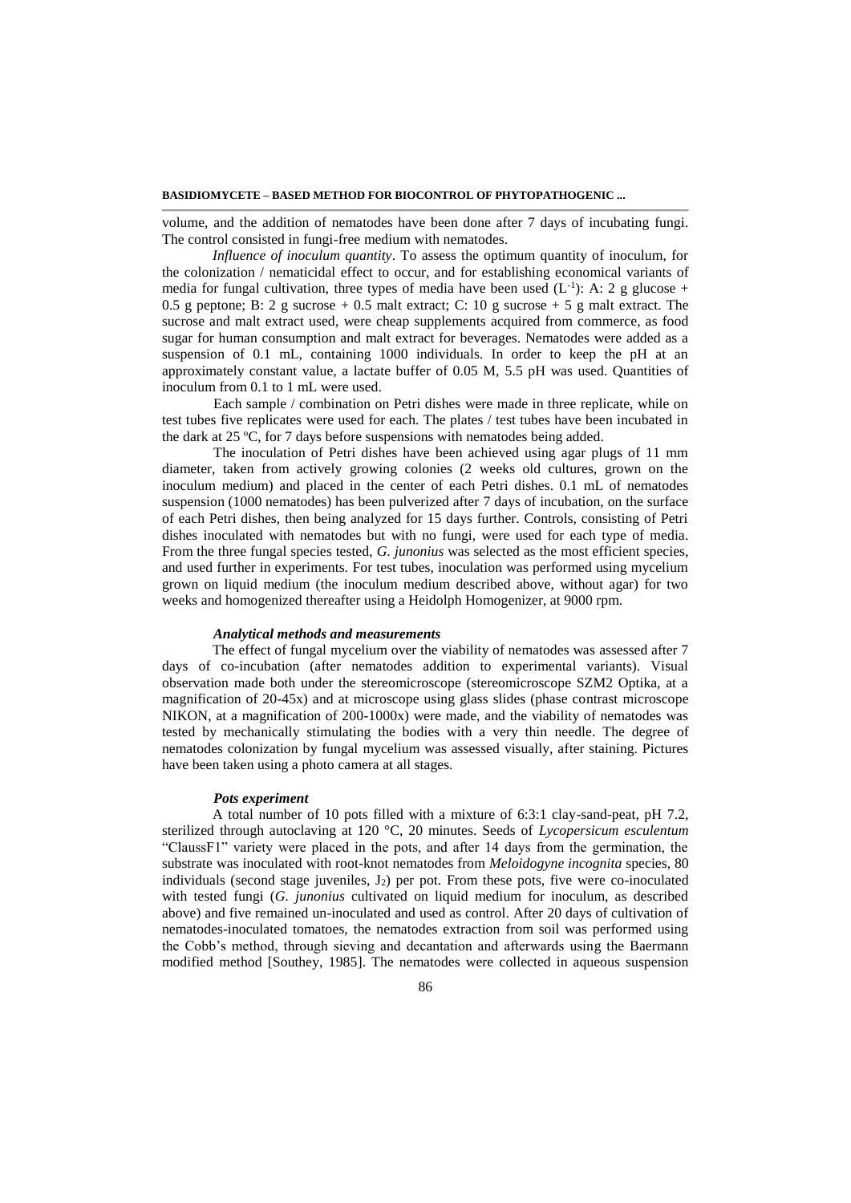volume, and the addition of nematodes have been done after 7 days of incubating fungi. The control consisted in fungi-free medium with nematodes.

*Influence of inoculum quantity*. To assess the optimum quantity of inoculum, for the colonization / nematicidal effect to occur, and for establishing economical variants of media for fungal cultivation, three types of media have been used ($L^{-1}$): A: 2 g glucose + 0.5 g peptone; B: 2 g sucrose + 0.5 malt extract; C: 10 g sucrose + 5 g malt extract. The sucrose and malt extract used, were cheap supplements acquired from commerce, as food sugar for human consumption and malt extract for beverages. Nematodes were added as a suspension of 0.1 mL, containing 1000 individuals. In order to keep the pH at an approximately constant value, a lactate buffer of 0.05 M, 5.5 pH was used. Quantities of inoculum from 0.1 to 1 mL were used.

Each sample / combination on Petri dishes were made in three replicate, while on test tubes five replicates were used for each. The plates / test tubes have been incubated in the dark at 25 ºC, for 7 days before suspensions with nematodes being added.

The inoculation of Petri dishes have been achieved using agar plugs of 11 mm diameter, taken from actively growing colonies (2 weeks old cultures, grown on the inoculum medium) and placed in the center of each Petri dishes. 0.1 mL of nematodes suspension (1000 nematodes) has been pulverized after 7 days of incubation, on the surface of each Petri dishes, then being analyzed for 15 days further. Controls, consisting of Petri dishes inoculated with nematodes but with no fungi, were used for each type of media. From the three fungal species tested, *G. junonius* was selected as the most efficient species, and used further in experiments. For test tubes, inoculation was performed using mycelium grown on liquid medium (the inoculum medium described above, without agar) for two weeks and homogenized thereafter using a Heidolph Homogenizer, at 9000 rpm.

#### *Analytical methods and measurements*

The effect of fungal mycelium over the viability of nematodes was assessed after 7 days of co-incubation (after nematodes addition to experimental variants). Visual observation made both under the stereomicroscope (stereomicroscope SZM2 Optika, at a magnification of 20-45x) and at microscope using glass slides (phase contrast microscope NIKON, at a magnification of 200-1000x) were made, and the viability of nematodes was tested by mechanically stimulating the bodies with a very thin needle. The degree of nematodes colonization by fungal mycelium was assessed visually, after staining. Pictures have been taken using a photo camera at all stages.

#### *Pots experiment*

A total number of 10 pots filled with a mixture of 6:3:1 clay-sand-peat, pH 7.2, sterilized through autoclaving at 120 °C, 20 minutes. Seeds of *Lycopersicum esculentum* "ClaussF1" variety were placed in the pots, and after 14 days from the germination, the substrate was inoculated with root-knot nematodes from *Meloidogyne incognita* species, 80 individuals (second stage juveniles, $J_2$) per pot. From these pots, five were co-inoculated with tested fungi (*G. junonius* cultivated on liquid medium for inoculum, as described above) and five remained un-inoculated and used as control. After 20 days of cultivation of nematodes-inoculated tomatoes, the nematodes extraction from soil was performed using the Cobb's method, through sieving and decantation and afterwards using the Baermann modified method [Southey, 1985]. The nematodes were collected in aqueous suspension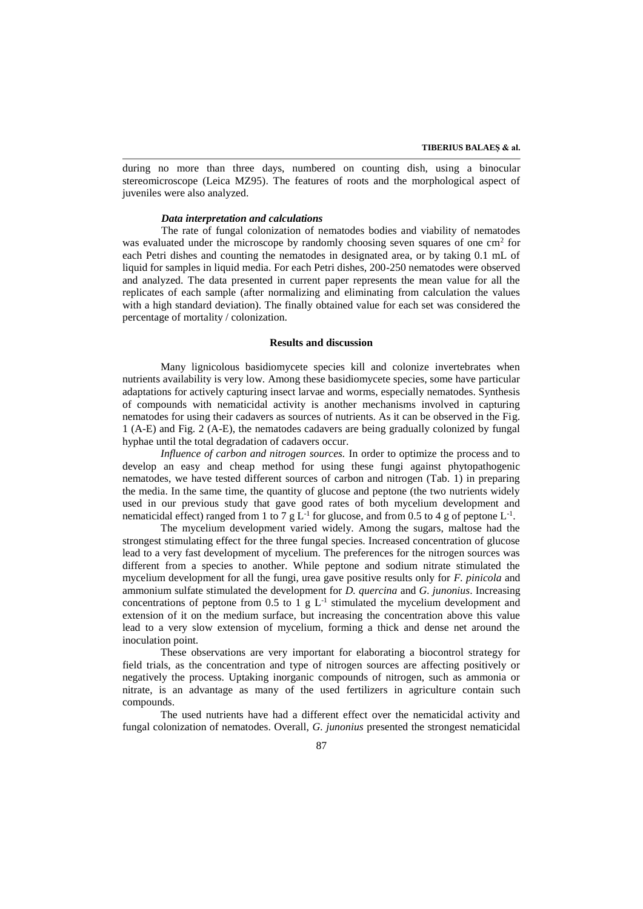during no more than three days, numbered on counting dish, using a binocular stereomicroscope (Leica MZ95). The features of roots and the morphological aspect of juveniles were also analyzed.

#### *Data interpretation and calculations*

The rate of fungal colonization of nematodes bodies and viability of nematodes was evaluated under the microscope by randomly choosing seven squares of one $cm^2$ for each Petri dishes and counting the nematodes in designated area, or by taking 0.1 mL of liquid for samples in liquid media. For each Petri dishes, 200-250 nematodes were observed and analyzed. The data presented in current paper represents the mean value for all the replicates of each sample (after normalizing and eliminating from calculation the values with a high standard deviation). The finally obtained value for each set was considered the percentage of mortality / colonization.

### Results and discussion

Many lignicolous basidiomycete species kill and colonize invertebrates when nutrients availability is very low. Among these basidiomycete species, some have particular adaptations for actively capturing insect larvae and worms, especially nematodes. Synthesis of compounds with nematicidal activity is another mechanisms involved in capturing nematodes for using their cadavers as sources of nutrients. As it can be observed in the Fig. 1 (A-E) and Fig. 2 (A-E), the nematodes cadavers are being gradually colonized by fungal hyphae until the total degradation of cadavers occur.

*Influence of carbon and nitrogen sources.* In order to optimize the process and to develop an easy and cheap method for using these fungi against phytopathogenic nematodes, we have tested different sources of carbon and nitrogen (Tab. 1) in preparing the media. In the same time, the quantity of glucose and peptone (the two nutrients widely used in our previous study that gave good rates of both mycelium development and nematicidal effect) ranged from 1 to 7 g $L^{-1}$ for glucose, and from 0.5 to 4 g of peptone $L^{-1}$.

The mycelium development varied widely. Among the sugars, maltose had the strongest stimulating effect for the three fungal species. Increased concentration of glucose lead to a very fast development of mycelium. The preferences for the nitrogen sources was different from a species to another. While peptone and sodium nitrate stimulated the mycelium development for all the fungi, urea gave positive results only for *F. pinicola* and ammonium sulfate stimulated the development for *D. quercina* and *G. junonius*. Increasing concentrations of peptone from 0.5 to 1 g $L^{-1}$ stimulated the mycelium development and extension of it on the medium surface, but increasing the concentration above this value lead to a very slow extension of mycelium, forming a thick and dense net around the inoculation point.

These observations are very important for elaborating a biocontrol strategy for field trials, as the concentration and type of nitrogen sources are affecting positively or negatively the process. Uptaking inorganic compounds of nitrogen, such as ammonia or nitrate, is an advantage as many of the used fertilizers in agriculture contain such compounds.

The used nutrients have had a different effect over the nematicidal activity and fungal colonization of nematodes. Overall, *G. junonius* presented the strongest nematicidal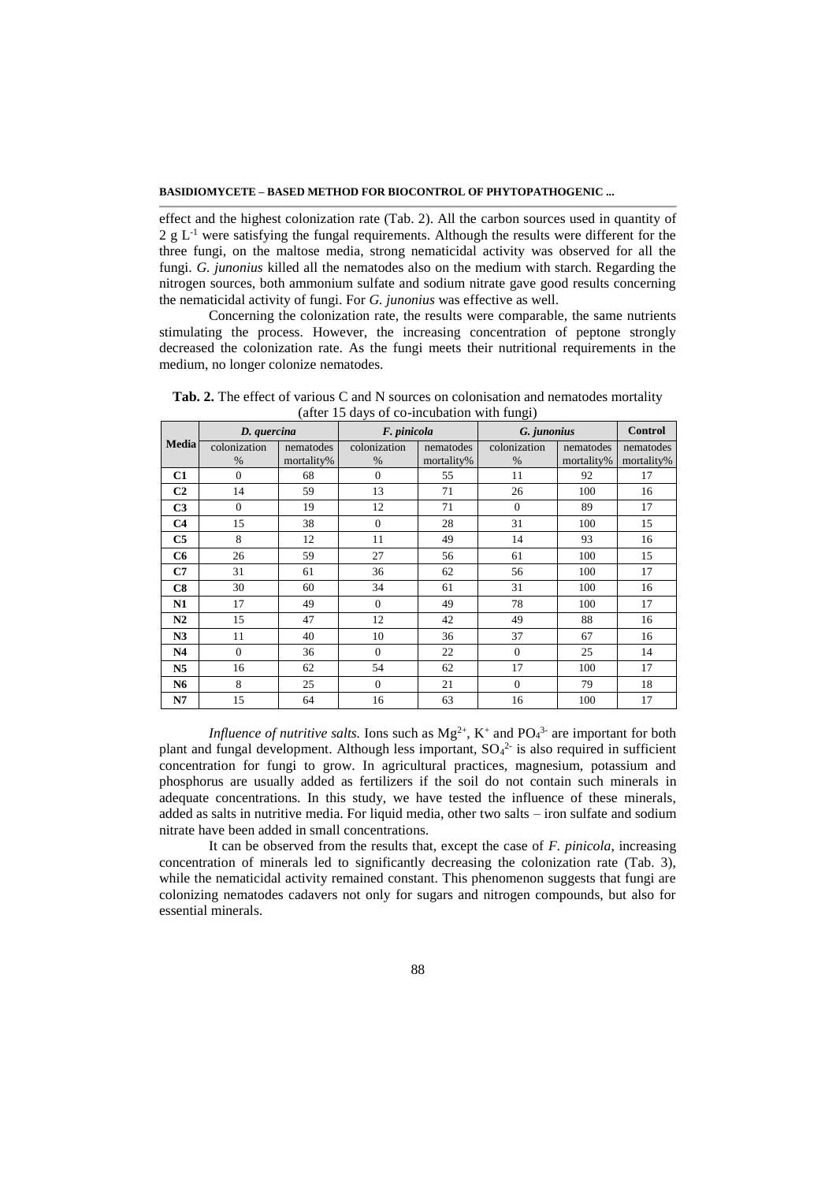effect and the highest colonization rate (Tab. 2). All the carbon sources used in quantity of 2 g $L^{-1}$ were satisfying the fungal requirements. Although the results were different for the three fungi, on the maltose media, strong nematicidal activity was observed for all the fungi. *G. junonius* killed all the nematodes also on the medium with starch. Regarding the nitrogen sources, both ammonium sulfate and sodium nitrate gave good results concerning the nematicidal activity of fungi. For *G. junonius* was effective as well.

Concerning the colonization rate, the results were comparable, the same nutrients stimulating the process. However, the increasing concentration of peptone strongly decreased the colonization rate. As the fungi meets their nutritional requirements in the medium, no longer colonize nematodes.

**Tab. 2.** The effect of various C and N sources on colonisation and nematodes mortality (after 15 days of co-incubation with fungi)

| Media | *D. quercina* | | *F. pinicola* | | *G. junonius* | | Control |
|---|---|---|---|---|---|---|---|
| | colonization % | nematodes mortality% | colonization % | nematodes mortality% | colonization % | nematodes mortality% | nematodes mortality% |
| **C1** | 0 | 68 | 0 | 55 | 11 | 92 | 17 |
| **C2** | 14 | 59 | 13 | 71 | 26 | 100 | 16 |
| **C3** | 0 | 19 | 12 | 71 | 0 | 89 | 17 |
| **C4** | 15 | 38 | 0 | 28 | 31 | 100 | 15 |
| **C5** | 8 | 12 | 11 | 49 | 14 | 93 | 16 |
| **C6** | 26 | 59 | 27 | 56 | 61 | 100 | 15 |
| **C7** | 31 | 61 | 36 | 62 | 56 | 100 | 17 |
| **C8** | 30 | 60 | 34 | 61 | 31 | 100 | 16 |
| **N1** | 17 | 49 | 0 | 49 | 78 | 100 | 17 |
| **N2** | 15 | 47 | 12 | 42 | 49 | 88 | 16 |
| **N3** | 11 | 40 | 10 | 36 | 37 | 67 | 16 |
| **N4** | 0 | 36 | 0 | 22 | 0 | 25 | 14 |
| **N5** | 16 | 62 | 54 | 62 | 17 | 100 | 17 |
| **N6** | 8 | 25 | 0 | 21 | 0 | 79 | 18 |
| **N7** | 15 | 64 | 16 | 63 | 16 | 100 | 17 |

*Influence of nutritive salts.* Ions such as $Mg^{2+}$, $K^+$ and $PO_4^{3-}$ are important for both plant and fungal development. Although less important, $SO_4^{2-}$ is also required in sufficient concentration for fungi to grow. In agricultural practices, magnesium, potassium and phosphorus are usually added as fertilizers if the soil do not contain such minerals in adequate concentrations. In this study, we have tested the influence of these minerals, added as salts in nutritive media. For liquid media, other two salts – iron sulfate and sodium nitrate have been added in small concentrations.

It can be observed from the results that, except the case of *F. pinicola*, increasing concentration of minerals led to significantly decreasing the colonization rate (Tab. 3), while the nematicidal activity remained constant. This phenomenon suggests that fungi are colonizing nematodes cadavers not only for sugars and nitrogen compounds, but also for essential minerals.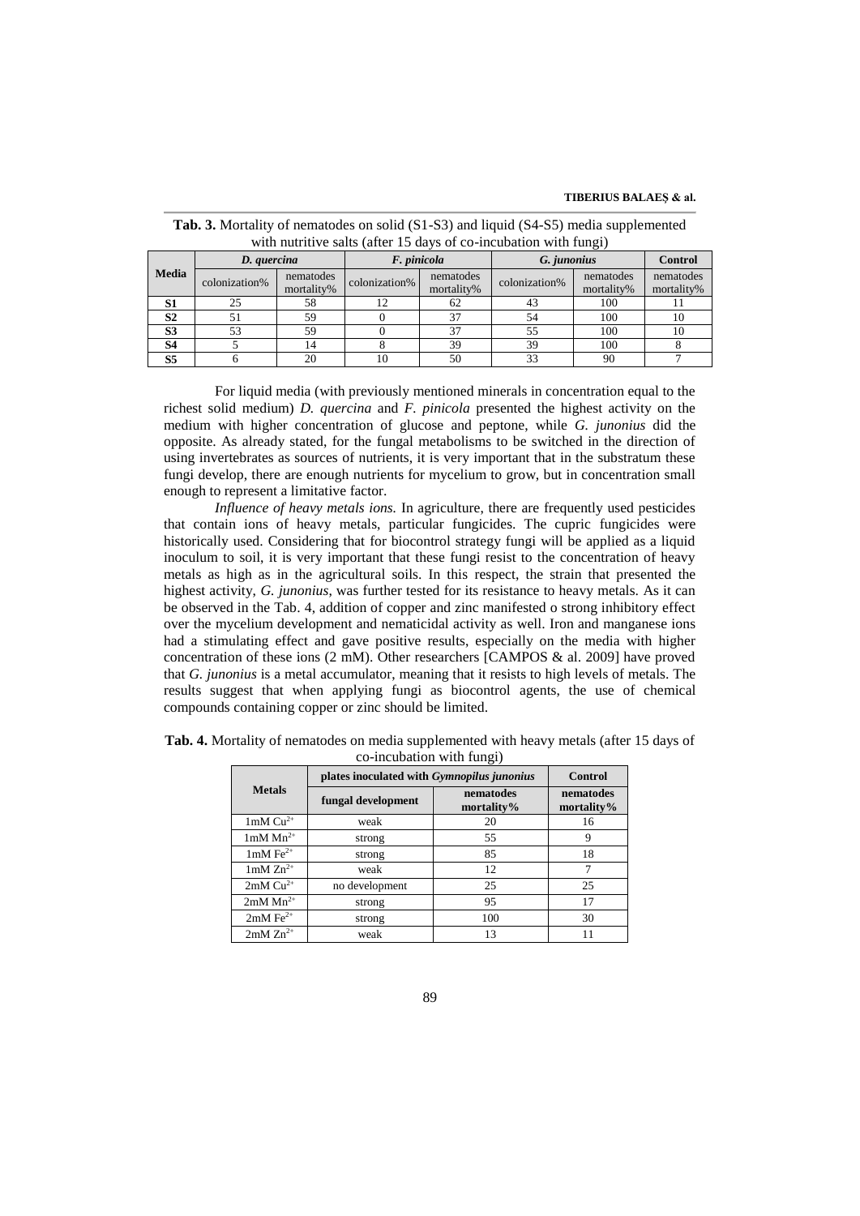**Tab. 3.** Mortality of nematodes on solid (S1-S3) and liquid (S4-S5) media supplemented with nutritive salts (after 15 days of co-incubation with fungi)

| Media | *D. quercina* | | *F. pinicola* | | *G. junonius* | | Control |
|---|---|---|---|---|---|---|---|
| | colonization% | nematodes mortality% | colonization% | nematodes mortality% | colonization% | nematodes mortality% | nematodes mortality% |
| **S1** | 25 | 58 | 12 | 62 | 43 | 100 | 11 |
| **S2** | 51 | 59 | 0 | 37 | 54 | 100 | 10 |
| **S3** | 53 | 59 | 0 | 37 | 55 | 100 | 10 |
| **S4** | 5 | 14 | 8 | 39 | 39 | 100 | 8 |
| **S5** | 6 | 20 | 10 | 50 | 33 | 90 | 7 |

For liquid media (with previously mentioned minerals in concentration equal to the richest solid medium) *D. quercina* and *F. pinicola* presented the highest activity on the medium with higher concentration of glucose and peptone, while *G. junonius* did the opposite. As already stated, for the fungal metabolisms to be switched in the direction of using invertebrates as sources of nutrients, it is very important that in the substratum these fungi develop, there are enough nutrients for mycelium to grow, but in concentration small enough to represent a limitative factor.

*Influence of heavy metals ions.* In agriculture, there are frequently used pesticides that contain ions of heavy metals, particular fungicides. The cupric fungicides were historically used. Considering that for biocontrol strategy fungi will be applied as a liquid inoculum to soil, it is very important that these fungi resist to the concentration of heavy metals as high as in the agricultural soils. In this respect, the strain that presented the highest activity, *G. junonius*, was further tested for its resistance to heavy metals. As it can be observed in the Tab. 4, addition of copper and zinc manifested o strong inhibitory effect over the mycelium development and nematicidal activity as well. Iron and manganese ions had a stimulating effect and gave positive results, especially on the media with higher concentration of these ions (2 mM). Other researchers [CAMPOS & al. 2009] have proved that *G. junonius* is a metal accumulator, meaning that it resists to high levels of metals. The results suggest that when applying fungi as biocontrol agents, the use of chemical compounds containing copper or zinc should be limited.

**Tab. 4.** Mortality of nematodes on media supplemented with heavy metals (after 15 days of co-incubation with fungi)

| Metals | plates inoculated with *Gymnopilus junonius* | | Control |
|---|---|---|---|
| | fungal development | nematodes mortality% | nematodes mortality% |
| 1mM $Cu^{2+}$ | weak | 20 | 16 |
| 1mM $Mn^{2+}$ | strong | 55 | 9 |
| 1mM $Fe^{2+}$ | strong | 85 | 18 |
| 1mM $Zn^{2+}$ | weak | 12 | 7 |
| 2mM $Cu^{2+}$ | no development | 25 | 25 |
| 2mM $Mn^{2+}$ | strong | 95 | 17 |
| 2mM $Fe^{2+}$ | strong | 100 | 30 |
| 2mM $Zn^{2+}$ | weak | 13 | 11 |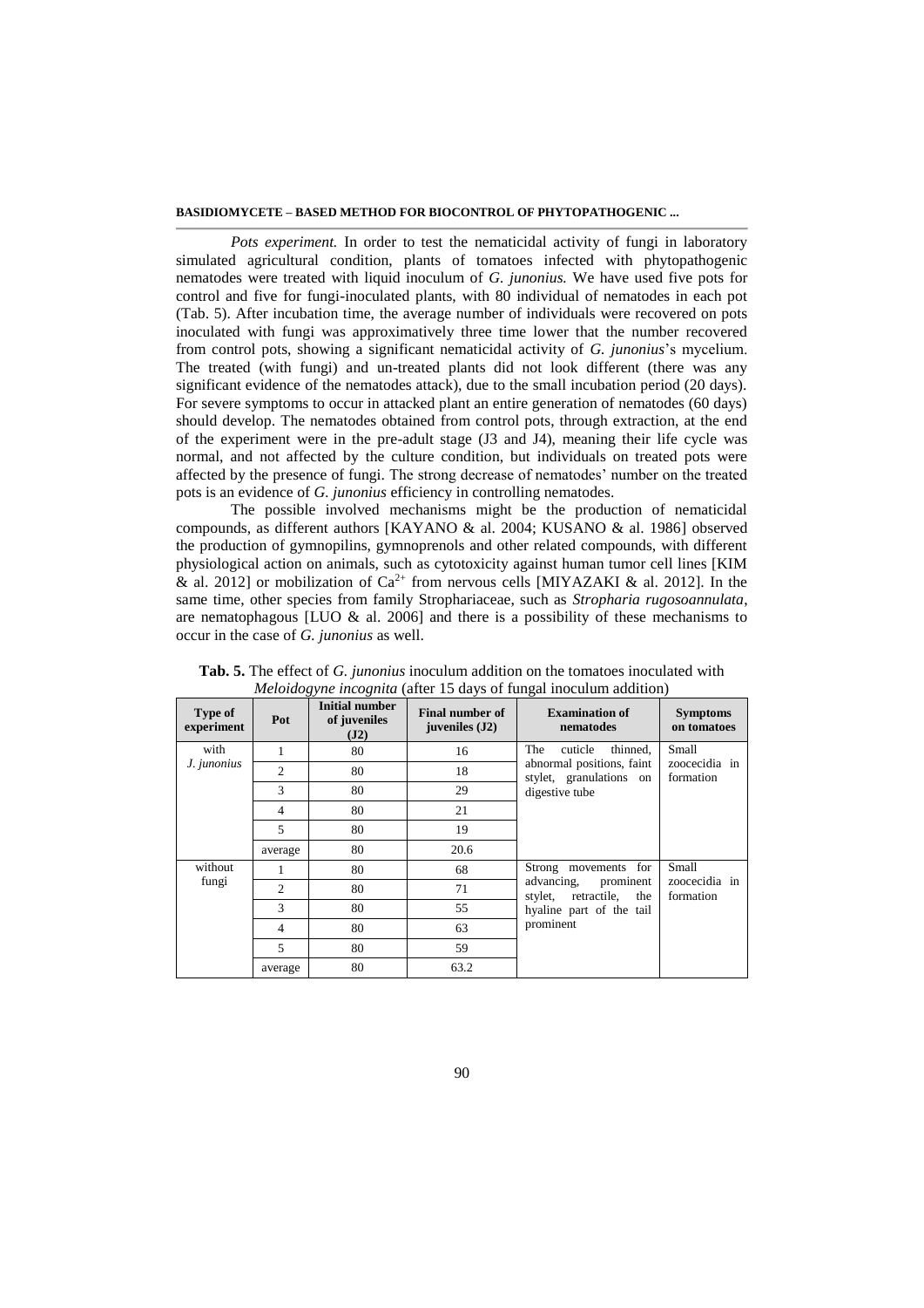*Pots experiment.* In order to test the nematicidal activity of fungi in laboratory simulated agricultural condition, plants of tomatoes infected with phytopathogenic nematodes were treated with liquid inoculum of *G. junonius.* We have used five pots for control and five for fungi-inoculated plants, with 80 individual of nematodes in each pot (Tab. 5). After incubation time, the average number of individuals were recovered on pots inoculated with fungi was approximatively three time lower that the number recovered from control pots, showing a significant nematicidal activity of *G. junonius*'s mycelium. The treated (with fungi) and un-treated plants did not look different (there was any significant evidence of the nematodes attack), due to the small incubation period (20 days). For severe symptoms to occur in attacked plant an entire generation of nematodes (60 days) should develop. The nematodes obtained from control pots, through extraction, at the end of the experiment were in the pre-adult stage (J3 and J4), meaning their life cycle was normal, and not affected by the culture condition, but individuals on treated pots were affected by the presence of fungi. The strong decrease of nematodes' number on the treated pots is an evidence of *G. junonius* efficiency in controlling nematodes.

The possible involved mechanisms might be the production of nematicidal compounds, as different authors [KAYANO & al. 2004; KUSANO & al. 1986] observed the production of gymnopilins, gymnoprenols and other related compounds, with different physiological action on animals, such as cytotoxicity against human tumor cell lines [KIM & al. 2012] or mobilization of $Ca^{2+}$ from nervous cells [MIYAZAKI & al. 2012]. In the same time, other species from family Strophariaceae, such as *Stropharia rugosoannulata*, are nematophagous [LUO & al. 2006] and there is a possibility of these mechanisms to occur in the case of *G. junonius* as well.

**Tab. 5.** The effect of *G. junonius* inoculum addition on the tomatoes inoculated with *Meloidogyne incognita* (after 15 days of fungal inoculum addition)

| Type of experiment | Pot | Initial number of juveniles (J2) | Final number of juveniles (J2) | Examination of nematodes | Symptoms on tomatoes |
|---|---|---|---|---|---|
| with *J. junonius* | 1 | 80 | 16 | The cuticle thinned, abnormal positions, faint stylet, granulations on digestive tube | Small zoocecidia in formation |
| | 2 | 80 | 18 | | |
| | 3 | 80 | 29 | | |
| | 4 | 80 | 21 | | |
| | 5 | 80 | 19 | | |
| | average | 80 | 20.6 | | |
| without fungi | 1 | 80 | 68 | Strong movements for advancing, prominent stylet, retractile, the hyaline part of the tail prominent | Small zoocecidia in formation |
| | 2 | 80 | 71 | | |
| | 3 | 80 | 55 | | |
| | 4 | 80 | 63 | | |
| | 5 | 80 | 59 | | |
| | average | 80 | 63.2 | | |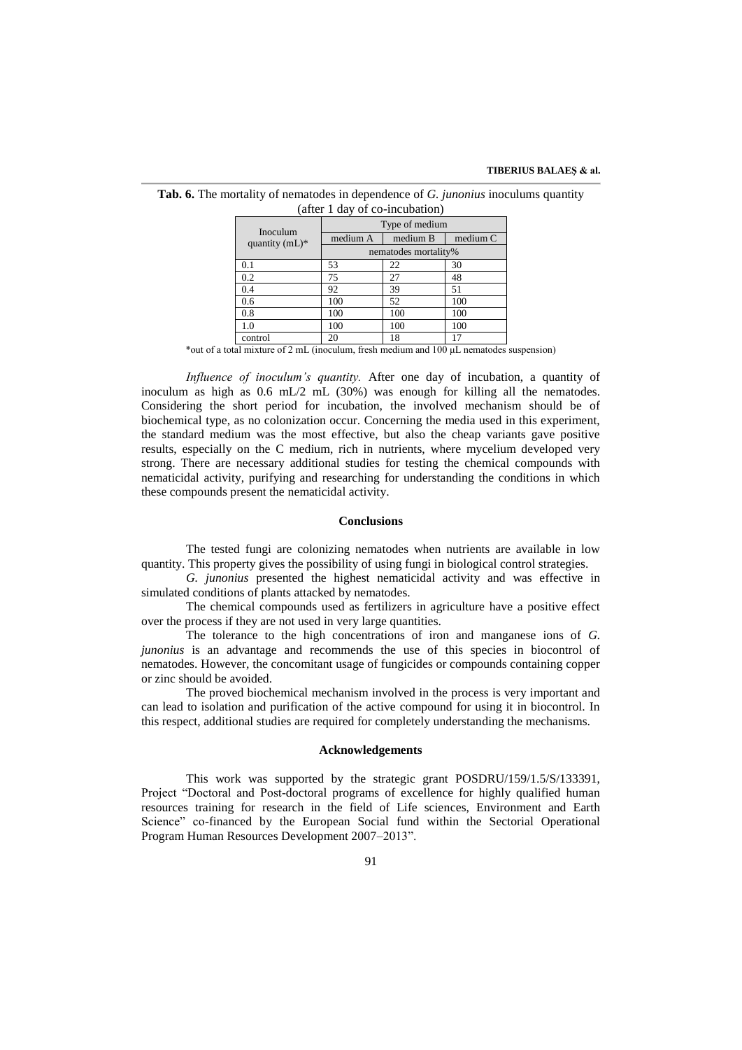**Tab. 6.** The mortality of nematodes in dependence of *G. junonius* inoculums quantity (after 1 day of co-incubation)

| Inoculum quantity (mL)* | Type of medium | | |
|---|---|---|---|
| | medium A | medium B | medium C |
| | nematodes mortality% | | |
| 0.1 | 53 | 22 | 30 |
| 0.2 | 75 | 27 | 48 |
| 0.4 | 92 | 39 | 51 |
| 0.6 | 100 | 52 | 100 |
| 0.8 | 100 | 100 | 100 |
| 1.0 | 100 | 100 | 100 |
| control | 20 | 18 | 17 |

*out of a total mixture of 2 mL (inoculum, fresh medium and 100 μL nematodes suspension)

*Influence of inoculum's quantity.* After one day of incubation, a quantity of inoculum as high as 0.6 mL/2 mL (30%) was enough for killing all the nematodes. Considering the short period for incubation, the involved mechanism should be of biochemical type, as no colonization occur. Concerning the media used in this experiment, the standard medium was the most effective, but also the cheap variants gave positive results, especially on the C medium, rich in nutrients, where mycelium developed very strong. There are necessary additional studies for testing the chemical compounds with nematicidal activity, purifying and researching for understanding the conditions in which these compounds present the nematicidal activity.

## Conclusions

The tested fungi are colonizing nematodes when nutrients are available in low quantity. This property gives the possibility of using fungi in biological control strategies.

*G. junonius* presented the highest nematicidal activity and was effective in simulated conditions of plants attacked by nematodes.

The chemical compounds used as fertilizers in agriculture have a positive effect over the process if they are not used in very large quantities.

The tolerance to the high concentrations of iron and manganese ions of *G. junonius* is an advantage and recommends the use of this species in biocontrol of nematodes. However, the concomitant usage of fungicides or compounds containing copper or zinc should be avoided.

The proved biochemical mechanism involved in the process is very important and can lead to isolation and purification of the active compound for using it in biocontrol. In this respect, additional studies are required for completely understanding the mechanisms.

## Acknowledgements

This work was supported by the strategic grant POSDRU/159/1.5/S/133391, Project "Doctoral and Post-doctoral programs of excellence for highly qualified human resources training for research in the field of Life sciences, Environment and Earth Science" co-financed by the European Social fund within the Sectorial Operational Program Human Resources Development 2007–2013".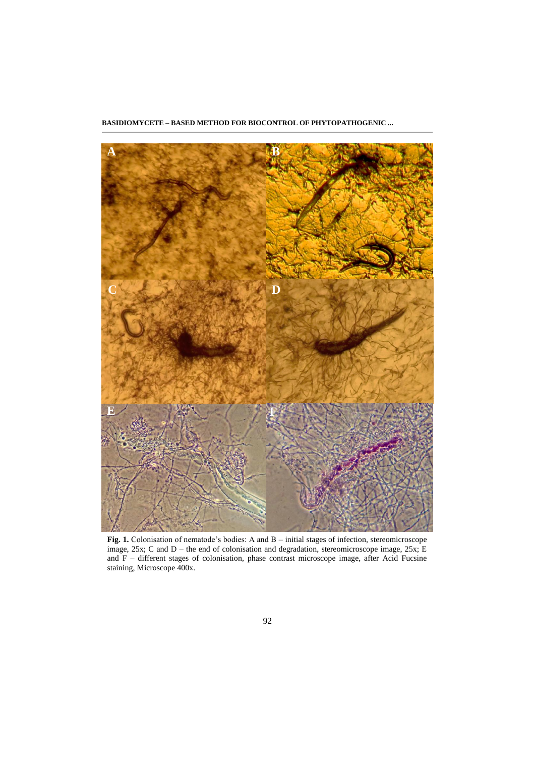**Fig. 1.** Colonisation of nematode's bodies: A and B – initial stages of infection, stereomicroscope image, 25x; C and D – the end of colonisation and degradation, stereomicroscope image, 25x; E and F – different stages of colonisation, phase contrast microscope image, after Acid Fucsine staining, Microscope 400x.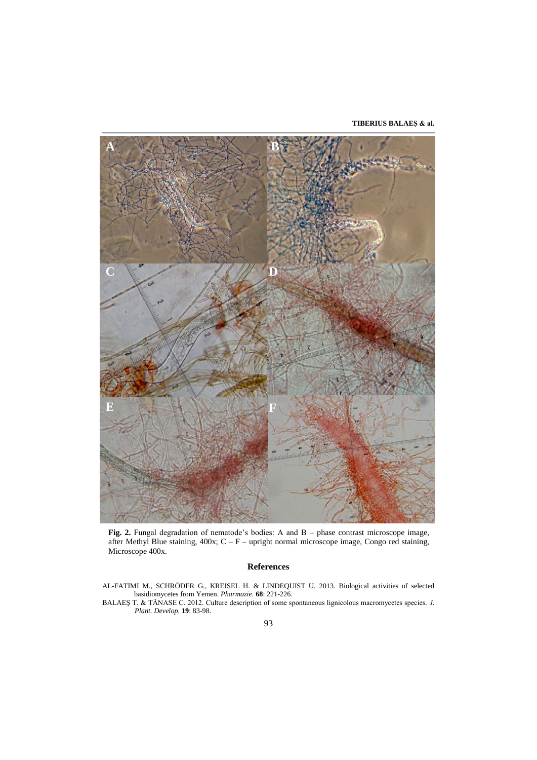**Fig. 2.** Fungal degradation of nematode's bodies: A and B – phase contrast microscope image, after Methyl Blue staining, 400x; C – F – upright normal microscope image, Congo red staining, Microscope 400x.

## References

AL-FATIMI M., SCHRÖDER G., KREISEL H. & LINDEQUIST U. 2013. Biological activities of selected basidiomycetes from Yemen. *Pharmazie*. **68**: 221-226.

BALAEŞ T. & TĂNASE C. 2012. Culture description of some spontaneous lignicolous macromycetes species. *J. Plant. Develop.* **19**: 83-98.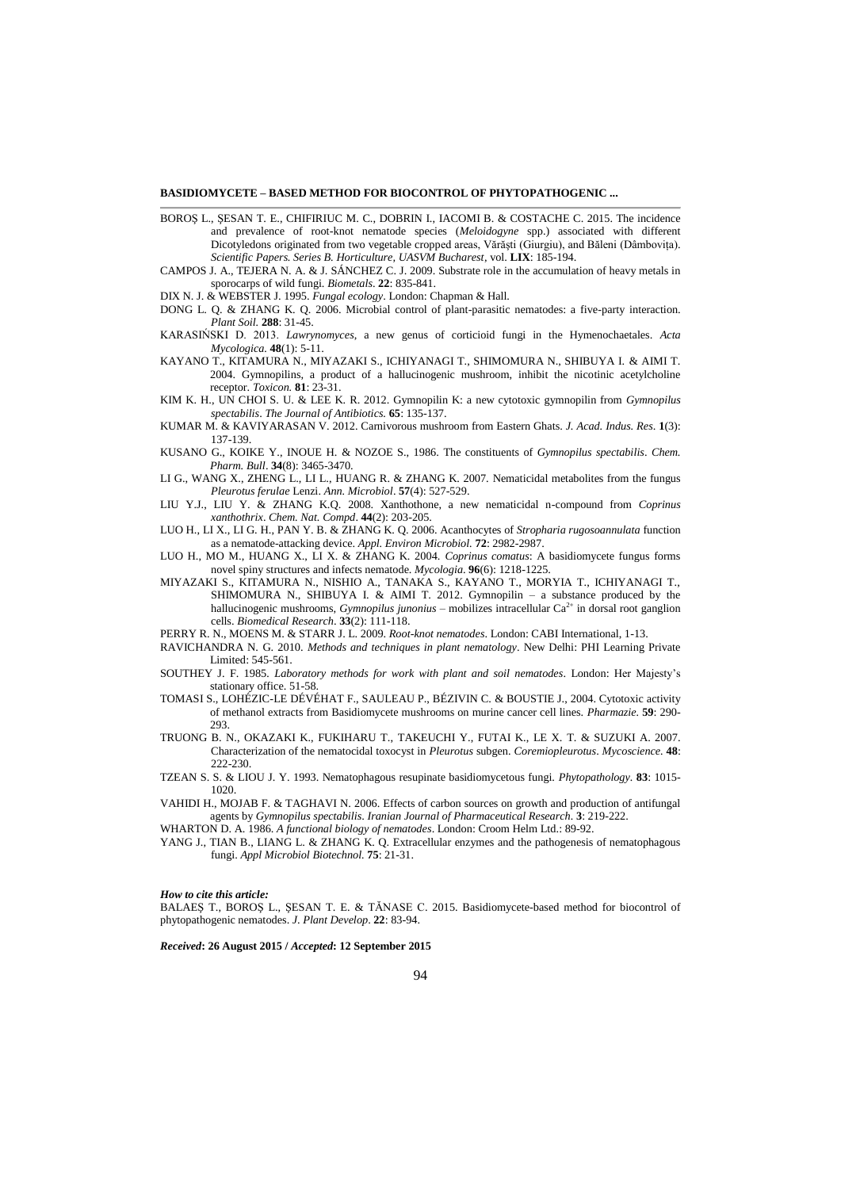BOROŞ L., ŞESAN T. E., CHIFIRIUC M. C., DOBRIN I., IACOMI B. & COSTACHE C. 2015. The incidence and prevalence of root-knot nematode species (*Meloidogyne* spp.) associated with different Dicotyledons originated from two vegetable cropped areas, Vărăşti (Giurgiu), and Băleni (Dâmboviţa). *Scientific Papers. Series B. Horticulture, UASVM Bucharest*, vol. **LIX**: 185-194.

CAMPOS J. A., TEJERA N. A. & J. SÁNCHEZ C. J. 2009. Substrate role in the accumulation of heavy metals in sporocarps of wild fungi. *Biometals*. **22**: 835-841.

DIX N. J. & WEBSTER J. 1995. *Fungal ecology*. London: Chapman & Hall.

DONG L. Q. & ZHANG K. Q. 2006. Microbial control of plant-parasitic nematodes: a five-party interaction. *Plant Soil*. **288**: 31-45.

KARASIŃSKI D. 2013. *Lawrynomyces*, a new genus of corticioid fungi in the Hymenochaetales. *Acta Mycologica*. **48**(1): 5-11.

KAYANO T., KITAMURA N., MIYAZAKI S., ICHIYANAGI T., SHIMOMURA N., SHIBUYA I. & AIMI T. 2004. Gymnopilins, a product of a hallucinogenic mushroom, inhibit the nicotinic acetylcholine receptor. *Toxicon*. **81**: 23-31.

KIM K. H., UN CHOI S. U. & LEE K. R. 2012. Gymnopilin K: a new cytotoxic gymnopilin from *Gymnopilus spectabilis*. *The Journal of Antibiotics*. **65**: 135-137.

KUMAR M. & KAVIYARASAN V. 2012. Carnivorous mushroom from Eastern Ghats. *J. Acad. Indus. Res*. **1**(3): 137-139.

KUSANO G., KOIKE Y., INOUE H. & NOZOE S., 1986. The constituents of *Gymnopilus spectabilis*. *Chem. Pharm. Bull*. **34**(8): 3465-3470.

LI G., WANG X., ZHENG L., LI L., HUANG R. & ZHANG K. 2007. Nematicidal metabolites from the fungus *Pleurotus ferulae* Lenzi. *Ann. Microbiol*. **57**(4): 527-529.

LIU Y.J., LIU Y. & ZHANG K.Q. 2008. Xanthothone, a new nematicidal n-compound from *Coprinus xanthothrix*. *Chem. Nat. Compd*. **44**(2): 203-205.

LUO H., LI X., LI G. H., PAN Y. B. & ZHANG K. Q. 2006. Acanthocytes of *Stropharia rugosoannulata* function as a nematode-attacking device. *Appl. Environ Microbiol*. **72**: 2982-2987.

LUO H., MO M., HUANG X., LI X. & ZHANG K. 2004. *Coprinus comatus*: A basidiomycete fungus forms novel spiny structures and infects nematode. *Mycologia*. **96**(6): 1218-1225.

MIYAZAKI S., KITAMURA N., NISHIO A., TANAKA S., KAYANO T., MORYIA T., ICHIYANAGI T., SHIMOMURA N., SHIBUYA I. & AIMI T. 2012. Gymnopilin – a substance produced by the hallucinogenic mushrooms, *Gymnopilus junonius* – mobilizes intracellular $Ca^{2+}$ in dorsal root ganglion cells. *Biomedical Research*. **33**(2): 111-118.

PERRY R. N., MOENS M. & STARR J. L. 2009. *Root-knot nematodes*. London: CABI International, 1-13.

RAVICHANDRA N. G. 2010. *Methods and techniques in plant nematology*. New Delhi: PHI Learning Private Limited: 545-561.

SOUTHEY J. F. 1985. *Laboratory methods for work with plant and soil nematodes*. London: Her Majesty's stationary office. 51-58.

TOMASI S., LOHÉZIC-LE DÉVÉHAT F., SAULEAU P., BÉZIVIN C. & BOUSTIE J., 2004. Cytotoxic activity of methanol extracts from Basidiomycete mushrooms on murine cancer cell lines. *Pharmazie*. **59**: 290-293.

TRUONG B. N., OKAZAKI K., FUKIHARU T., TAKEUCHI Y., FUTAI K., LE X. T. & SUZUKI A. 2007. Characterization of the nematocidal toxocyst in *Pleurotus* subgen. *Coremiopleurotus*. *Mycoscience*. **48**: 222-230.

TZEAN S. S. & LIOU J. Y. 1993. Nematophagous resupinate basidiomycetous fungi. *Phytopathology*. **83**: 1015-1020.

VAHIDI H., MOJAB F. & TAGHAVI N. 2006. Effects of carbon sources on growth and production of antifungal agents by *Gymnopilus spectabilis*. *Iranian Journal of Pharmaceutical Research*. **3**: 219-222.

WHARTON D. A. 1986. *A functional biology of nematodes*. London: Croom Helm Ltd.: 89-92.

YANG J., TIAN B., LIANG L. & ZHANG K. Q. Extracellular enzymes and the pathogenesis of nematophagous fungi. *Appl Microbiol Biotechnol*. **75**: 21-31.

***How to cite this article:***

BALAEŞ T., BOROŞ L., ŞESAN T. E. & TĂNASE C. 2015. Basidiomycete-based method for biocontrol of phytopathogenic nematodes. *J. Plant Develop*. **22**: 83-94.

***Received*: 26 August 2015 / *Accepted*: 12 September 2015**